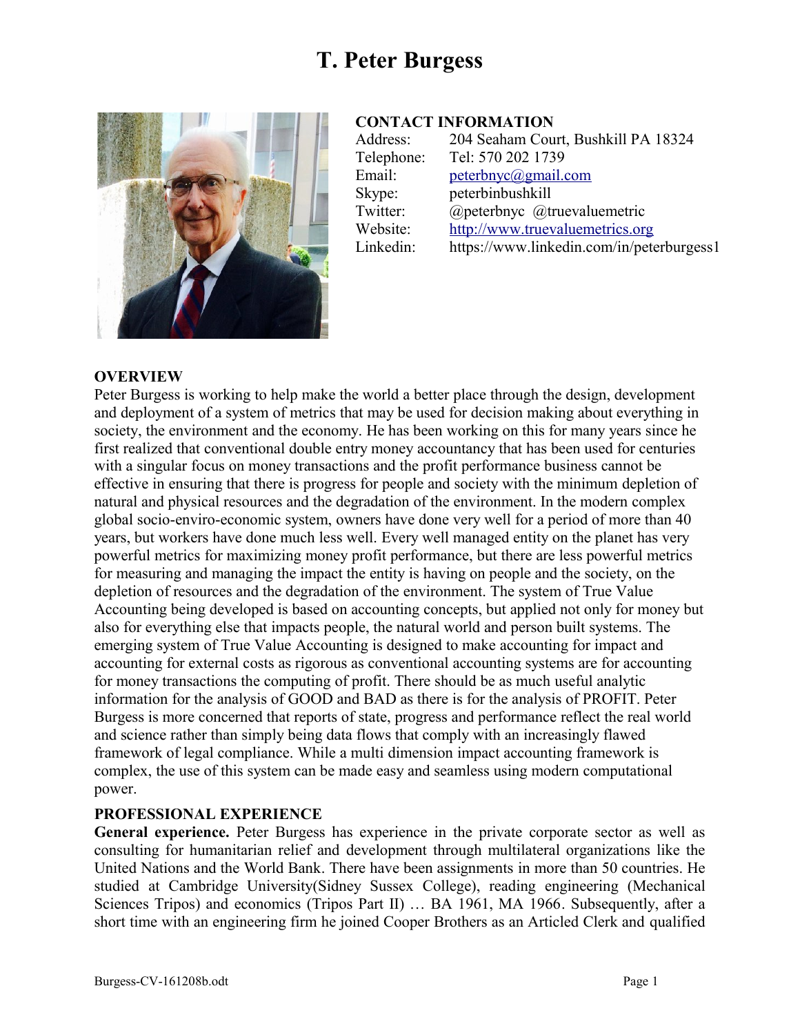# T. Peter Burgess

## CONTACT INFORMATION

| | |
|---|---|
| Address: | 204 Seaham Court, Bushkill PA 18324 |
| Telephone: | Tel: 570 202 1739 |
| Email: | peterbnyc@gmail.com |
| Skype: | peterbinbushkill |
| Twitter: | @peterbnyc @truevaluemetric |
| Website: | http://www.truevaluemetrics.org |
| Linkedin: | https://www.linkedin.com/in/peterburgess1 |

## OVERVIEW

Peter Burgess is working to help make the world a better place through the design, development and deployment of a system of metrics that may be used for decision making about everything in society, the environment and the economy. He has been working on this for many years since he first realized that conventional double entry money accountancy that has been used for centuries with a singular focus on money transactions and the profit performance business cannot be effective in ensuring that there is progress for people and society with the minimum depletion of natural and physical resources and the degradation of the environment. In the modern complex global socio-enviro-economic system, owners have done very well for a period of more than 40 years, but workers have done much less well. Every well managed entity on the planet has very powerful metrics for maximizing money profit performance, but there are less powerful metrics for measuring and managing the impact the entity is having on people and the society, on the depletion of resources and the degradation of the environment. The system of True Value Accounting being developed is based on accounting concepts, but applied not only for money but also for everything else that impacts people, the natural world and person built systems. The emerging system of True Value Accounting is designed to make accounting for impact and accounting for external costs as rigorous as conventional accounting systems are for accounting for money transactions the computing of profit. There should be as much useful analytic information for the analysis of GOOD and BAD as there is for the analysis of PROFIT. Peter Burgess is more concerned that reports of state, progress and performance reflect the real world and science rather than simply being data flows that comply with an increasingly flawed framework of legal compliance. While a multi dimension impact accounting framework is complex, the use of this system can be made easy and seamless using modern computational power.

## PROFESSIONAL EXPERIENCE

**General experience.** Peter Burgess has experience in the private corporate sector as well as consulting for humanitarian relief and development through multilateral organizations like the United Nations and the World Bank. There have been assignments in more than 50 countries. He studied at Cambridge University(Sidney Sussex College), reading engineering (Mechanical Sciences Tripos) and economics (Tripos Part II) … BA 1961, MA 1966. Subsequently, after a short time with an engineering firm he joined Cooper Brothers as an Articled Clerk and qualified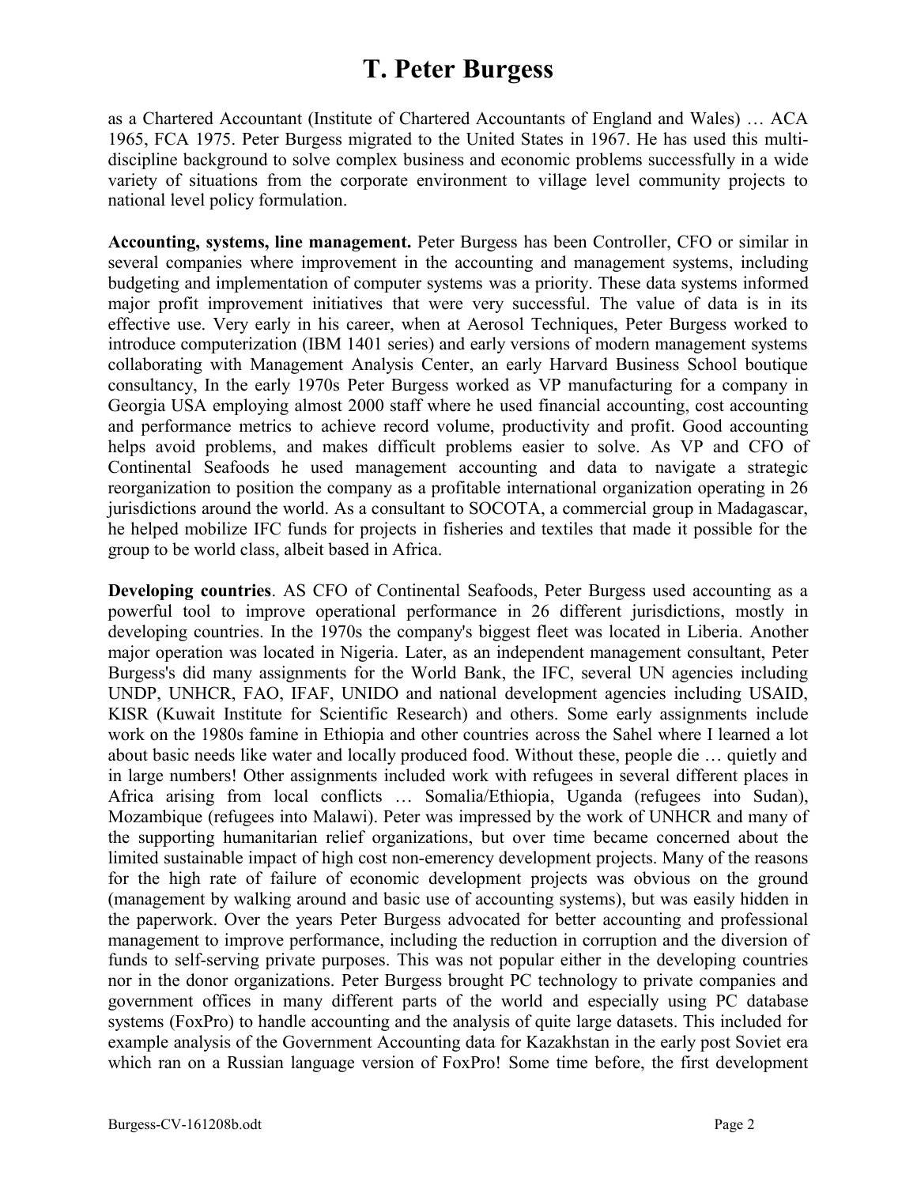as a Chartered Accountant (Institute of Chartered Accountants of England and Wales) … ACA 1965, FCA 1975. Peter Burgess migrated to the United States in 1967. He has used this multi-discipline background to solve complex business and economic problems successfully in a wide variety of situations from the corporate environment to village level community projects to national level policy formulation.

**Accounting, systems, line management.** Peter Burgess has been Controller, CFO or similar in several companies where improvement in the accounting and management systems, including budgeting and implementation of computer systems was a priority. These data systems informed major profit improvement initiatives that were very successful. The value of data is in its effective use. Very early in his career, when at Aerosol Techniques, Peter Burgess worked to introduce computerization (IBM 1401 series) and early versions of modern management systems collaborating with Management Analysis Center, an early Harvard Business School boutique consultancy, In the early 1970s Peter Burgess worked as VP manufacturing for a company in Georgia USA employing almost 2000 staff where he used financial accounting, cost accounting and performance metrics to achieve record volume, productivity and profit. Good accounting helps avoid problems, and makes difficult problems easier to solve. As VP and CFO of Continental Seafoods he used management accounting and data to navigate a strategic reorganization to position the company as a profitable international organization operating in 26 jurisdictions around the world. As a consultant to SOCOTA, a commercial group in Madagascar, he helped mobilize IFC funds for projects in fisheries and textiles that made it possible for the group to be world class, albeit based in Africa.

**Developing countries**. AS CFO of Continental Seafoods, Peter Burgess used accounting as a powerful tool to improve operational performance in 26 different jurisdictions, mostly in developing countries. In the 1970s the company's biggest fleet was located in Liberia. Another major operation was located in Nigeria. Later, as an independent management consultant, Peter Burgess's did many assignments for the World Bank, the IFC, several UN agencies including UNDP, UNHCR, FAO, IFAF, UNIDO and national development agencies including USAID, KISR (Kuwait Institute for Scientific Research) and others. Some early assignments include work on the 1980s famine in Ethiopia and other countries across the Sahel where I learned a lot about basic needs like water and locally produced food. Without these, people die … quietly and in large numbers! Other assignments included work with refugees in several different places in Africa arising from local conflicts … Somalia/Ethiopia, Uganda (refugees into Sudan), Mozambique (refugees into Malawi). Peter was impressed by the work of UNHCR and many of the supporting humanitarian relief organizations, but over time became concerned about the limited sustainable impact of high cost non-emerency development projects. Many of the reasons for the high rate of failure of economic development projects was obvious on the ground (management by walking around and basic use of accounting systems), but was easily hidden in the paperwork. Over the years Peter Burgess advocated for better accounting and professional management to improve performance, including the reduction in corruption and the diversion of funds to self-serving private purposes. This was not popular either in the developing countries nor in the donor organizations. Peter Burgess brought PC technology to private companies and government offices in many different parts of the world and especially using PC database systems (FoxPro) to handle accounting and the analysis of quite large datasets. This included for example analysis of the Government Accounting data for Kazakhstan in the early post Soviet era which ran on a Russian language version of FoxPro! Some time before, the first development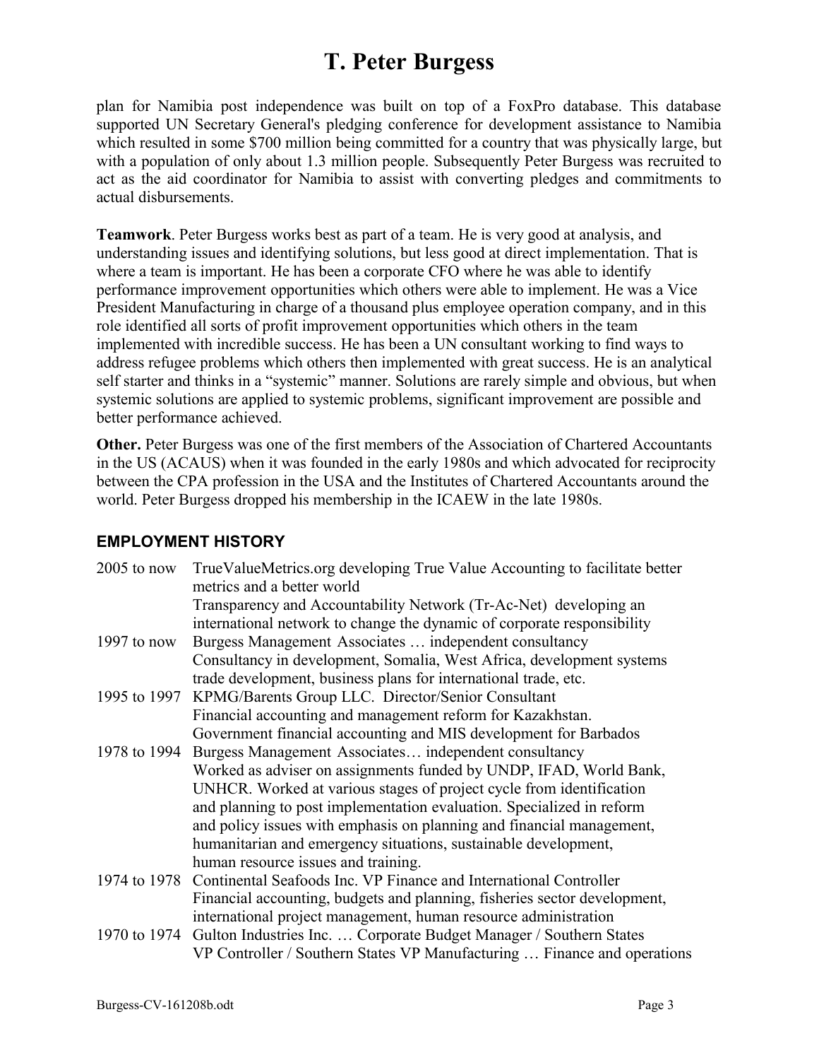plan for Namibia post independence was built on top of a FoxPro database. This database supported UN Secretary General's pledging conference for development assistance to Namibia which resulted in some $700 million being committed for a country that was physically large, but with a population of only about 1.3 million people. Subsequently Peter Burgess was recruited to act as the aid coordinator for Namibia to assist with converting pledges and commitments to actual disbursements.

**Teamwork**. Peter Burgess works best as part of a team. He is very good at analysis, and understanding issues and identifying solutions, but less good at direct implementation. That is where a team is important. He has been a corporate CFO where he was able to identify performance improvement opportunities which others were able to implement. He was a Vice President Manufacturing in charge of a thousand plus employee operation company, and in this role identified all sorts of profit improvement opportunities which others in the team implemented with incredible success. He has been a UN consultant working to find ways to address refugee problems which others then implemented with great success. He is an analytical self starter and thinks in a "systemic" manner. Solutions are rarely simple and obvious, but when systemic solutions are applied to systemic problems, significant improvement are possible and better performance achieved.

**Other.** Peter Burgess was one of the first members of the Association of Chartered Accountants in the US (ACAUS) when it was founded in the early 1980s and which advocated for reciprocity between the CPA profession in the USA and the Institutes of Chartered Accountants around the world. Peter Burgess dropped his membership in the ICAEW in the late 1980s.

## EMPLOYMENT HISTORY

| | |
|---|---|
| 2005 to now | TrueValueMetrics.org developing True Value Accounting to facilitate better metrics and a better world<br>Transparency and Accountability Network (Tr-Ac-Net) developing an international network to change the dynamic of corporate responsibility |
| 1997 to now | Burgess Management Associates … independent consultancy<br>Consultancy in development, Somalia, West Africa, development systems trade development, business plans for international trade, etc. |
| 1995 to 1997 | KPMG/Barents Group LLC. Director/Senior Consultant<br>Financial accounting and management reform for Kazakhstan.<br>Government financial accounting and MIS development for Barbados |
| 1978 to 1994 | Burgess Management Associates… independent consultancy<br>Worked as adviser on assignments funded by UNDP, IFAD, World Bank, UNHCR. Worked at various stages of project cycle from identification and planning to post implementation evaluation. Specialized in reform and policy issues with emphasis on planning and financial management, humanitarian and emergency situations, sustainable development, human resource issues and training. |
| 1974 to 1978 | Continental Seafoods Inc. VP Finance and International Controller<br>Financial accounting, budgets and planning, fisheries sector development, international project management, human resource administration |
| 1970 to 1974 | Gulton Industries Inc. … Corporate Budget Manager / Southern States VP Controller / Southern States VP Manufacturing … Finance and operations |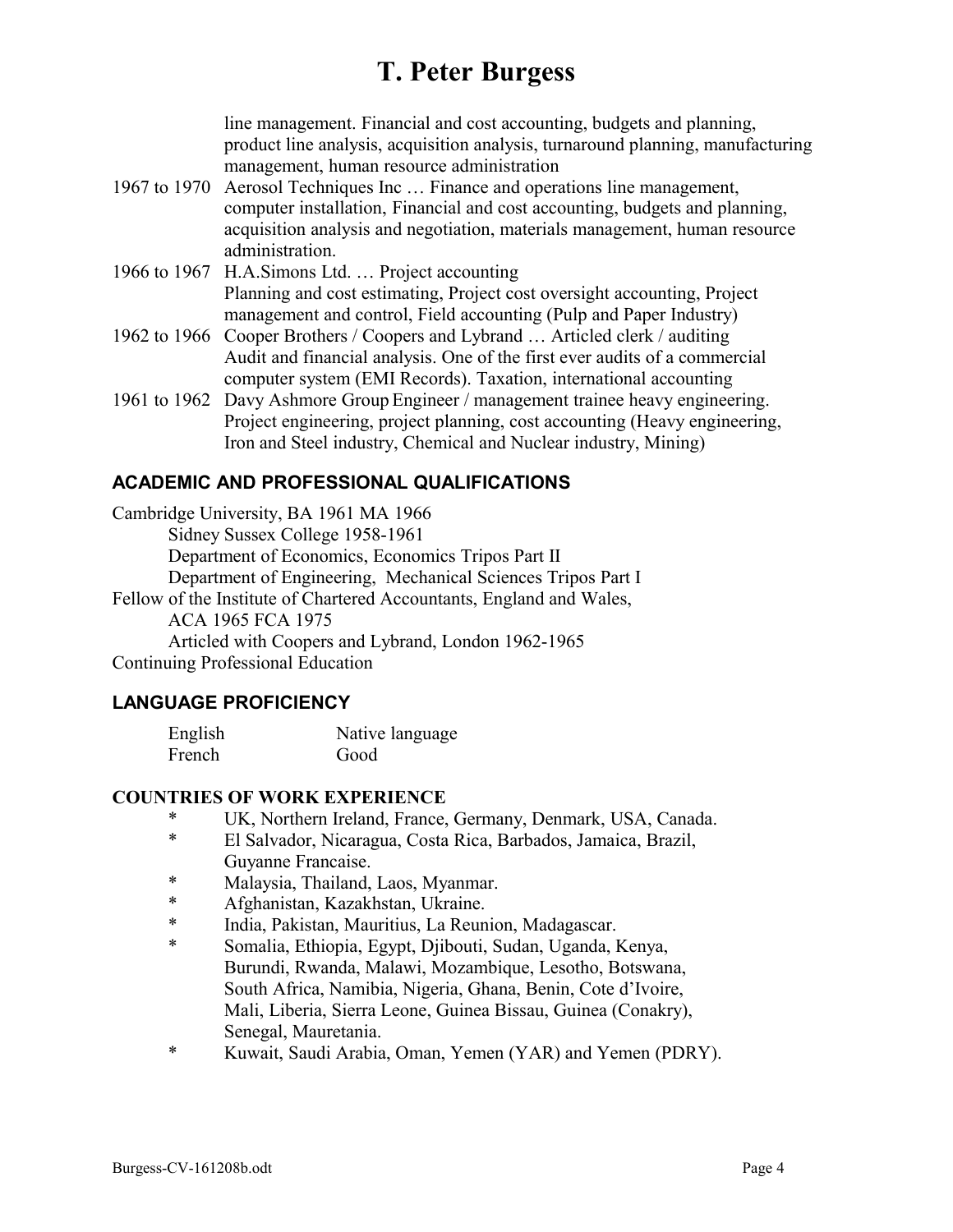line management. Financial and cost accounting, budgets and planning, product line analysis, acquisition analysis, turnaround planning, manufacturing management, human resource administration

1967 to 1970 Aerosol Techniques Inc … Finance and operations line management, computer installation, Financial and cost accounting, budgets and planning, acquisition analysis and negotiation, materials management, human resource administration.

1966 to 1967 H.A.Simons Ltd. … Project accounting
Planning and cost estimating, Project cost oversight accounting, Project management and control, Field accounting (Pulp and Paper Industry)

1962 to 1966 Cooper Brothers / Coopers and Lybrand … Articled clerk / auditing
Audit and financial analysis. One of the first ever audits of a commercial computer system (EMI Records). Taxation, international accounting

1961 to 1962 Davy Ashmore Group Engineer / management trainee heavy engineering.
Project engineering, project planning, cost accounting (Heavy engineering, Iron and Steel industry, Chemical and Nuclear industry, Mining)

## ACADEMIC AND PROFESSIONAL QUALIFICATIONS

Cambridge University, BA 1961 MA 1966
- Sidney Sussex College 1958-1961
- Department of Economics, Economics Tripos Part II
- Department of Engineering, Mechanical Sciences Tripos Part I

Fellow of the Institute of Chartered Accountants, England and Wales,
- ACA 1965 FCA 1975
- Articled with Coopers and Lybrand, London 1962-1965

Continuing Professional Education

## LANGUAGE PROFICIENCY

| | |
|---|---|
| English | Native language |
| French | Good |

## COUNTRIES OF WORK EXPERIENCE

- UK, Northern Ireland, France, Germany, Denmark, USA, Canada.
- El Salvador, Nicaragua, Costa Rica, Barbados, Jamaica, Brazil, Guyanne Francaise.
- Malaysia, Thailand, Laos, Myanmar.
- Afghanistan, Kazakhstan, Ukraine.
- India, Pakistan, Mauritius, La Reunion, Madagascar.
- Somalia, Ethiopia, Egypt, Djibouti, Sudan, Uganda, Kenya, Burundi, Rwanda, Malawi, Mozambique, Lesotho, Botswana, South Africa, Namibia, Nigeria, Ghana, Benin, Cote d'Ivoire, Mali, Liberia, Sierra Leone, Guinea Bissau, Guinea (Conakry), Senegal, Mauretania.
- Kuwait, Saudi Arabia, Oman, Yemen (YAR) and Yemen (PDRY).